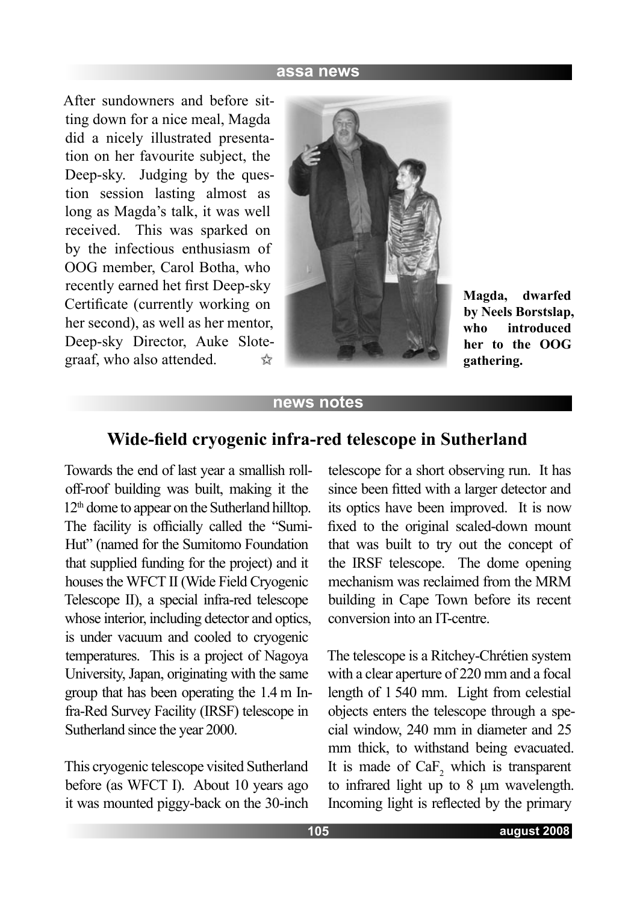After sundowners and before sitting down for a nice meal, Magda did a nicely illustrated presentation on her favourite subject, the Deep-sky. Judging by the question session lasting almost as long as Magda's talk, it was well received. This was sparked on by the infectious enthusiasm of OOG member, Carol Botha, who recently earned het first Deep-sky Certificate (currently working on her second), as well as her mentor, Deep-sky Director, Auke Slotegraaf, who also attended. ☆

**Magda, dwarfed by Neels Borstslap, who introduced her to the OOG gathering.**

## news notes

# Wide-field cryogenic infra-red telescope in Sutherland

Towards the end of last year a smallish roll-off-roof building was built, making it the 12th dome to appear on the Sutherland hilltop. The facility is officially called the "Sumi-Hut" (named for the Sumitomo Foundation that supplied funding for the project) and it houses the WFCT II (Wide Field Cryogenic Telescope II), a special infra-red telescope whose interior, including detector and optics, is under vacuum and cooled to cryogenic temperatures. This is a project of Nagoya University, Japan, originating with the same group that has been operating the 1.4 m Infra-Red Survey Facility (IRSF) telescope in Sutherland since the year 2000.

This cryogenic telescope visited Sutherland before (as WFCT I). About 10 years ago it was mounted piggy-back on the 30-inch telescope for a short observing run. It has since been fitted with a larger detector and its optics have been improved. It is now fixed to the original scaled-down mount that was built to try out the concept of the IRSF telescope. The dome opening mechanism was reclaimed from the MRM building in Cape Town before its recent conversion into an IT-centre.

The telescope is a Ritchey-Chrétien system with a clear aperture of 220 mm and a focal length of 1 540 mm. Light from celestial objects enters the telescope through a special window, 240 mm in diameter and 25 mm thick, to withstand being evacuated. It is made of $CaF_2$ which is transparent to infrared light up to 8 μm wavelength. Incoming light is reflected by the primary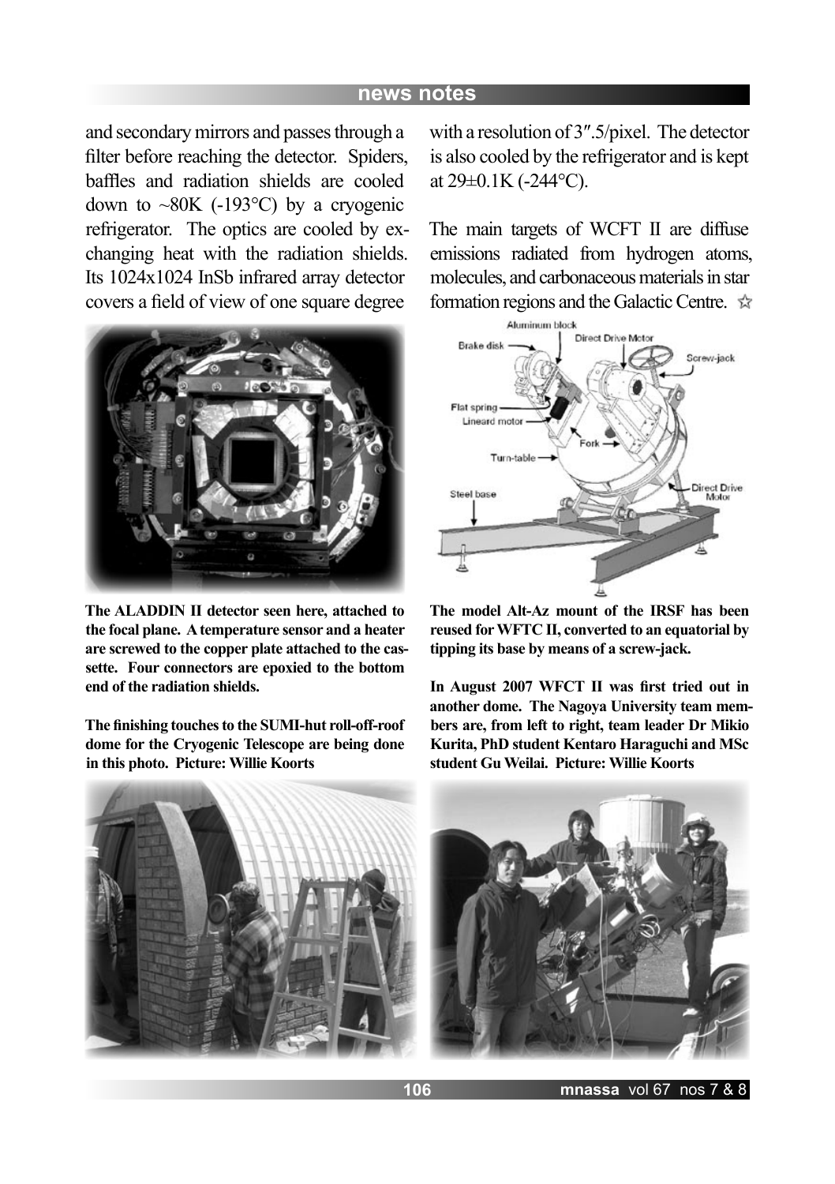and secondary mirrors and passes through a filter before reaching the detector. Spiders, baffles and radiation shields are cooled down to ~80K (-193°C) by a cryogenic refrigerator. The optics are cooled by exchanging heat with the radiation shields. Its 1024x1024 InSb infrared array detector covers a field of view of one square degree with a resolution of 3″.5/pixel. The detector is also cooled by the refrigerator and is kept at 29±0.1K (-244°C).

The main targets of WCFT II are diffuse emissions radiated from hydrogen atoms, molecules, and carbonaceous materials in star formation regions and the Galactic Centre. ☆

**The ALADDIN II detector seen here, attached to the focal plane. A temperature sensor and a heater are screwed to the copper plate attached to the cassette. Four connectors are epoxied to the bottom end of the radiation shields.**

**The model Alt-Az mount of the IRSF has been reused for WFTC II, converted to an equatorial by tipping its base by means of a screw-jack.**

**The finishing touches to the SUMI-hut roll-off-roof dome for the Cryogenic Telescope are being done in this photo. Picture: Willie Koorts**

**In August 2007 WFCT II was first tried out in another dome. The Nagoya University team members are, from left to right, team leader Dr Mikio Kurita, PhD student Kentaro Haraguchi and MSc student Gu Weilai. Picture: Willie Koorts**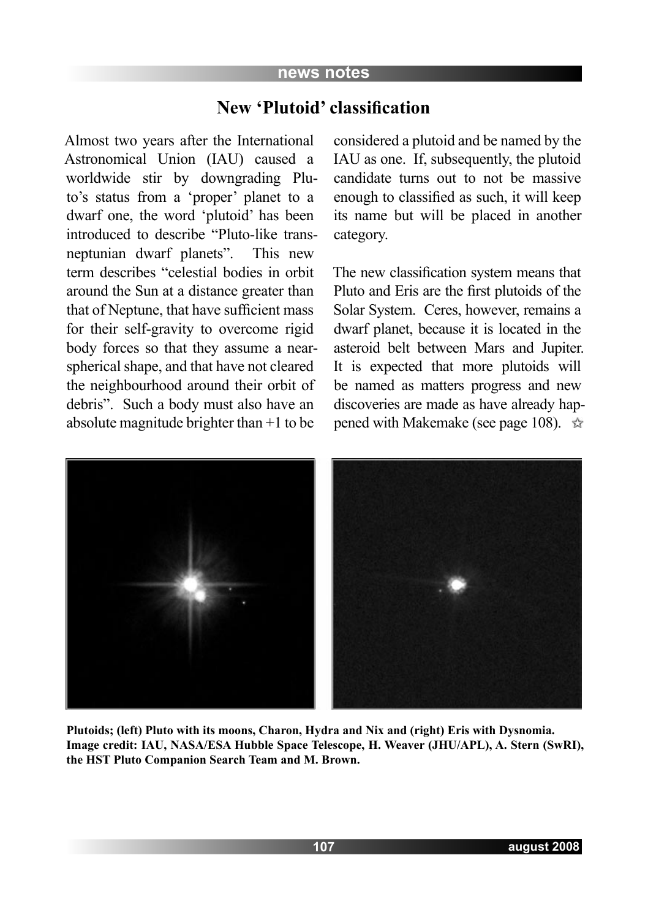## New 'Plutoid' classification

Almost two years after the International Astronomical Union (IAU) caused a worldwide stir by downgrading Pluto's status from a 'proper' planet to a dwarf one, the word 'plutoid' has been introduced to describe "Pluto-like trans-neptunian dwarf planets". This new term describes "celestial bodies in orbit around the Sun at a distance greater than that of Neptune, that have sufficient mass for their self-gravity to overcome rigid body forces so that they assume a near-spherical shape, and that have not cleared the neighbourhood around their orbit of debris". Such a body must also have an absolute magnitude brighter than +1 to be considered a plutoid and be named by the IAU as one. If, subsequently, the plutoid candidate turns out to not be massive enough to classified as such, it will keep its name but will be placed in another category.

The new classification system means that Pluto and Eris are the first plutoids of the Solar System. Ceres, however, remains a dwarf planet, because it is located in the asteroid belt between Mars and Jupiter. It is expected that more plutoids will be named as matters progress and new discoveries are made as have already happened with Makemake (see page 108). ☆

**Plutoids; (left) Pluto with its moons, Charon, Hydra and Nix and (right) Eris with Dysnomia. Image credit: IAU, NASA/ESA Hubble Space Telescope, H. Weaver (JHU/APL), A. Stern (SwRI), the HST Pluto Companion Search Team and M. Brown.**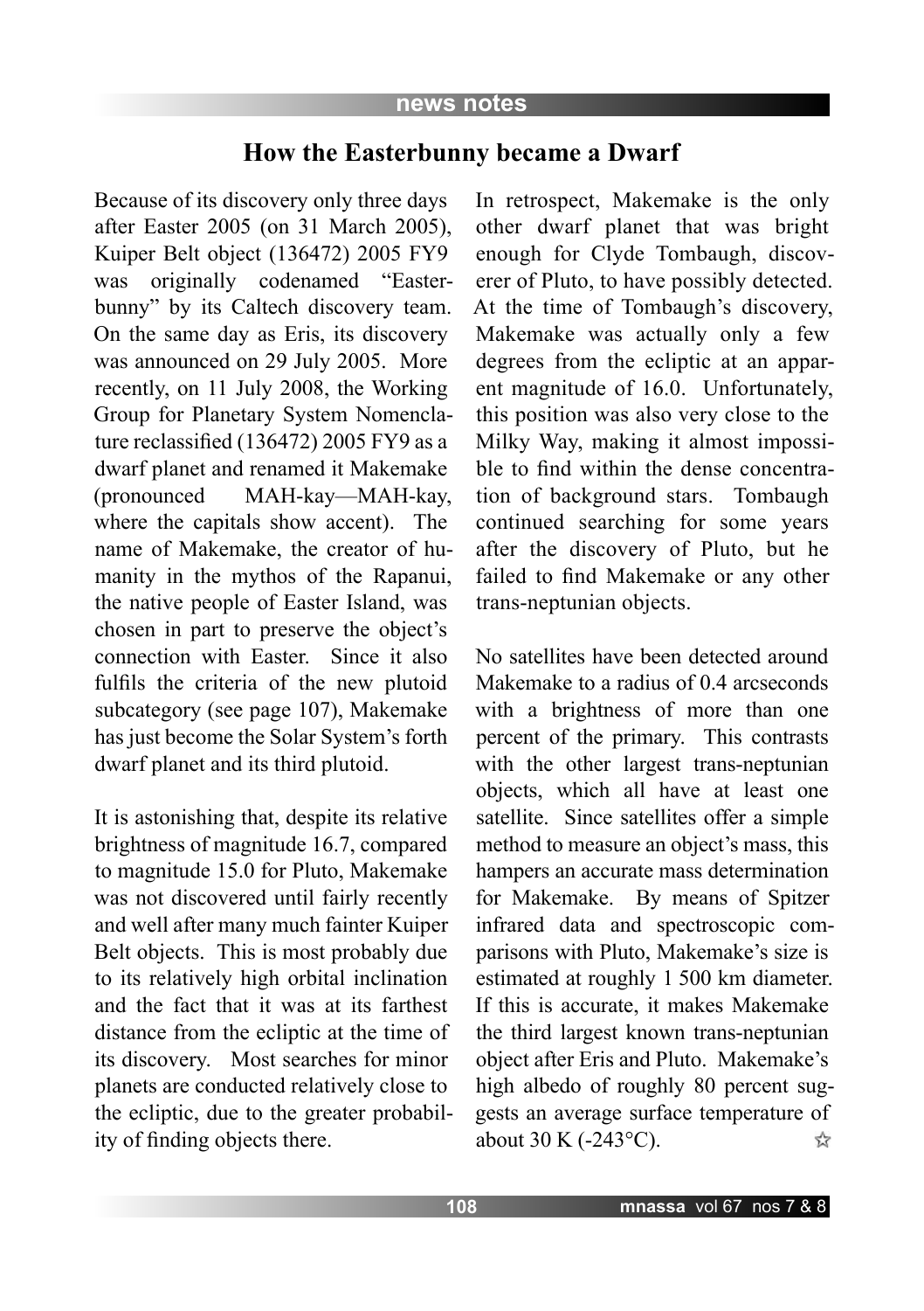## How the Easterbunny became a Dwarf

Because of its discovery only three days after Easter 2005 (on 31 March 2005), Kuiper Belt object (136472) 2005 FY9 was originally codenamed "Easterbunny" by its Caltech discovery team. On the same day as Eris, its discovery was announced on 29 July 2005. More recently, on 11 July 2008, the Working Group for Planetary System Nomenclature reclassified (136472) 2005 FY9 as a dwarf planet and renamed it Makemake (pronounced MAH-kay—MAH-kay, where the capitals show accent). The name of Makemake, the creator of humanity in the mythos of the Rapanui, the native people of Easter Island, was chosen in part to preserve the object's connection with Easter. Since it also fulfils the criteria of the new plutoid subcategory (see page 107), Makemake has just become the Solar System's forth dwarf planet and its third plutoid.

It is astonishing that, despite its relative brightness of magnitude 16.7, compared to magnitude 15.0 for Pluto, Makemake was not discovered until fairly recently and well after many much fainter Kuiper Belt objects. This is most probably due to its relatively high orbital inclination and the fact that it was at its farthest distance from the ecliptic at the time of its discovery. Most searches for minor planets are conducted relatively close to the ecliptic, due to the greater probability of finding objects there.

In retrospect, Makemake is the only other dwarf planet that was bright enough for Clyde Tombaugh, discoverer of Pluto, to have possibly detected. At the time of Tombaugh's discovery, Makemake was actually only a few degrees from the ecliptic at an apparent magnitude of 16.0. Unfortunately, this position was also very close to the Milky Way, making it almost impossible to find within the dense concentration of background stars. Tombaugh continued searching for some years after the discovery of Pluto, but he failed to find Makemake or any other trans-neptunian objects.

No satellites have been detected around Makemake to a radius of 0.4 arcseconds with a brightness of more than one percent of the primary. This contrasts with the other largest trans-neptunian objects, which all have at least one satellite. Since satellites offer a simple method to measure an object's mass, this hampers an accurate mass determination for Makemake. By means of Spitzer infrared data and spectroscopic comparisons with Pluto, Makemake's size is estimated at roughly 1 500 km diameter. If this is accurate, it makes Makemake the third largest known trans-neptunian object after Eris and Pluto. Makemake's high albedo of roughly 80 percent suggests an average surface temperature of about 30 K (-243°C). ☆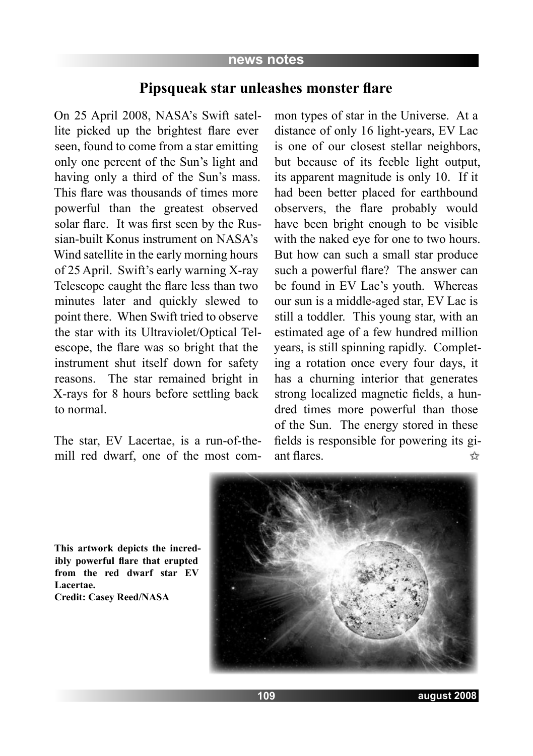## Pipsqueak star unleashes monster flare

On 25 April 2008, NASA's Swift satellite picked up the brightest flare ever seen, found to come from a star emitting only one percent of the Sun's light and having only a third of the Sun's mass. This flare was thousands of times more powerful than the greatest observed solar flare. It was first seen by the Russian-built Konus instrument on NASA's Wind satellite in the early morning hours of 25 April. Swift's early warning X-ray Telescope caught the flare less than two minutes later and quickly slewed to point there. When Swift tried to observe the star with its Ultraviolet/Optical Telescope, the flare was so bright that the instrument shut itself down for safety reasons. The star remained bright in X-rays for 8 hours before settling back to normal.

The star, EV Lacertae, is a run-of-the-mill red dwarf, one of the most common types of star in the Universe. At a distance of only 16 light-years, EV Lac is one of our closest stellar neighbors, but because of its feeble light output, its apparent magnitude is only 10. If it had been better placed for earthbound observers, the flare probably would have been bright enough to be visible with the naked eye for one to two hours. But how can such a small star produce such a powerful flare? The answer can be found in EV Lac's youth. Whereas our sun is a middle-aged star, EV Lac is still a toddler. This young star, with an estimated age of a few hundred million years, is still spinning rapidly. Completing a rotation once every four days, it has a churning interior that generates strong localized magnetic fields, a hundred times more powerful than those of the Sun. The energy stored in these fields is responsible for powering its giant flares. ☆

**This artwork depicts the incredibly powerful flare that erupted from the red dwarf star EV Lacertae.**
**Credit: Casey Reed/NASA**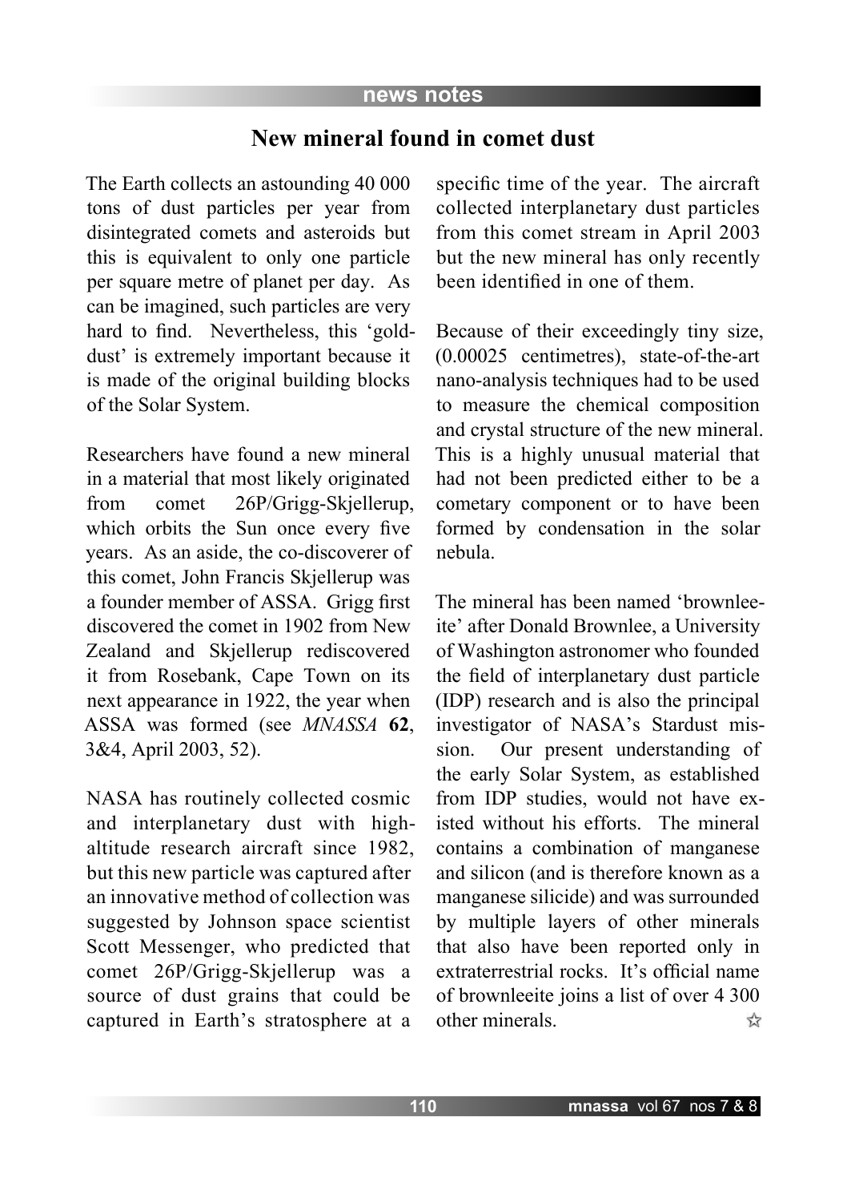## New mineral found in comet dust

The Earth collects an astounding 40 000 tons of dust particles per year from disintegrated comets and asteroids but this is equivalent to only one particle per square metre of planet per day. As can be imagined, such particles are very hard to find. Nevertheless, this 'gold-dust' is extremely important because it is made of the original building blocks of the Solar System.

Researchers have found a new mineral in a material that most likely originated from comet 26P/Grigg-Skjellerup, which orbits the Sun once every five years. As an aside, the co-discoverer of this comet, John Francis Skjellerup was a founder member of ASSA. Grigg first discovered the comet in 1902 from New Zealand and Skjellerup rediscovered it from Rosebank, Cape Town on its next appearance in 1922, the year when ASSA was formed (see *MNASSA* **62**, 3&4, April 2003, 52).

NASA has routinely collected cosmic and interplanetary dust with high-altitude research aircraft since 1982, but this new particle was captured after an innovative method of collection was suggested by Johnson space scientist Scott Messenger, who predicted that comet 26P/Grigg-Skjellerup was a source of dust grains that could be captured in Earth's stratosphere at a specific time of the year. The aircraft collected interplanetary dust particles from this comet stream in April 2003 but the new mineral has only recently been identified in one of them.

Because of their exceedingly tiny size, (0.00025 centimetres), state-of-the-art nano-analysis techniques had to be used to measure the chemical composition and crystal structure of the new mineral. This is a highly unusual material that had not been predicted either to be a cometary component or to have been formed by condensation in the solar nebula.

The mineral has been named 'brownleeite' after Donald Brownlee, a University of Washington astronomer who founded the field of interplanetary dust particle (IDP) research and is also the principal investigator of NASA's Stardust mission. Our present understanding of the early Solar System, as established from IDP studies, would not have existed without his efforts. The mineral contains a combination of manganese and silicon (and is therefore known as a manganese silicide) and was surrounded by multiple layers of other minerals that also have been reported only in extraterrestrial rocks. It's official name of brownleeite joins a list of over 4 300 other minerals. ☆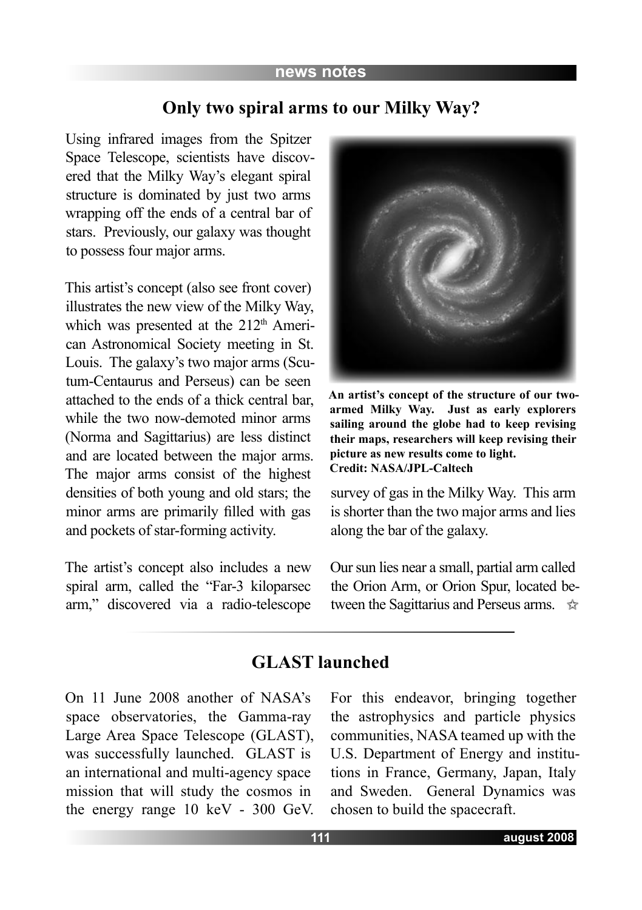## Only two spiral arms to our Milky Way?

Using infrared images from the Spitzer Space Telescope, scientists have discovered that the Milky Way's elegant spiral structure is dominated by just two arms wrapping off the ends of a central bar of stars. Previously, our galaxy was thought to possess four major arms.

This artist's concept (also see front cover) illustrates the new view of the Milky Way, which was presented at the 212th American Astronomical Society meeting in St. Louis. The galaxy's two major arms (Scutum-Centaurus and Perseus) can be seen attached to the ends of a thick central bar, while the two now-demoted minor arms (Norma and Sagittarius) are less distinct and are located between the major arms. The major arms consist of the highest densities of both young and old stars; the minor arms are primarily filled with gas and pockets of star-forming activity.

**An artist's concept of the structure of our two-armed Milky Way. Just as early explorers sailing around the globe had to keep revising their maps, researchers will keep revising their picture as new results come to light. Credit: NASA/JPL-Caltech**

The artist's concept also includes a new spiral arm, called the "Far-3 kiloparsec arm," discovered via a radio-telescope survey of gas in the Milky Way. This arm is shorter than the two major arms and lies along the bar of the galaxy.

Our sun lies near a small, partial arm called the Orion Arm, or Orion Spur, located between the Sagittarius and Perseus arms. ☆

## GLAST launched

On 11 June 2008 another of NASA's space observatories, the Gamma-ray Large Area Space Telescope (GLAST), was successfully launched. GLAST is an international and multi-agency space mission that will study the cosmos in the energy range 10 keV - 300 GeV. For this endeavor, bringing together the astrophysics and particle physics communities, NASA teamed up with the U.S. Department of Energy and institutions in France, Germany, Japan, Italy and Sweden. General Dynamics was chosen to build the spacecraft.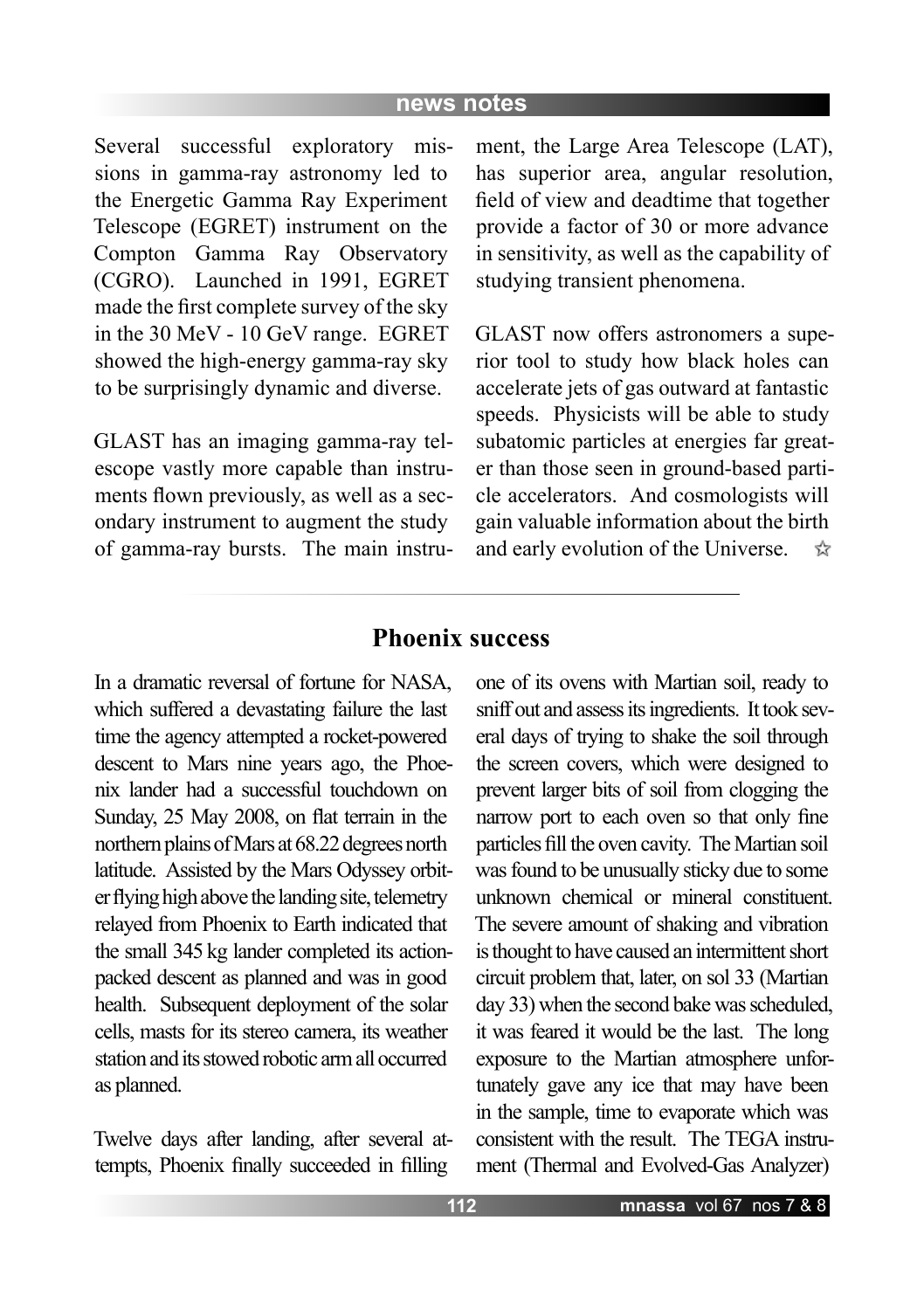Several successful exploratory missions in gamma-ray astronomy led to the Energetic Gamma Ray Experiment Telescope (EGRET) instrument on the Compton Gamma Ray Observatory (CGRO). Launched in 1991, EGRET made the first complete survey of the sky in the 30 MeV - 10 GeV range. EGRET showed the high-energy gamma-ray sky to be surprisingly dynamic and diverse.

GLAST has an imaging gamma-ray telescope vastly more capable than instruments flown previously, as well as a secondary instrument to augment the study of gamma-ray bursts. The main instrument, the Large Area Telescope (LAT), has superior area, angular resolution, field of view and deadtime that together provide a factor of 30 or more advance in sensitivity, as well as the capability of studying transient phenomena.

GLAST now offers astronomers a superior tool to study how black holes can accelerate jets of gas outward at fantastic speeds. Physicists will be able to study subatomic particles at energies far greater than those seen in ground-based particle accelerators. And cosmologists will gain valuable information about the birth and early evolution of the Universe. ☆

## Phoenix success

In a dramatic reversal of fortune for NASA, which suffered a devastating failure the last time the agency attempted a rocket-powered descent to Mars nine years ago, the Phoenix lander had a successful touchdown on Sunday, 25 May 2008, on flat terrain in the northern plains of Mars at 68.22 degrees north latitude. Assisted by the Mars Odyssey orbiter flying high above the landing site, telemetry relayed from Phoenix to Earth indicated that the small 345 kg lander completed its action-packed descent as planned and was in good health. Subsequent deployment of the solar cells, masts for its stereo camera, its weather station and its stowed robotic arm all occurred as planned.

Twelve days after landing, after several attempts, Phoenix finally succeeded in filling one of its ovens with Martian soil, ready to sniff out and assess its ingredients. It took several days of trying to shake the soil through the screen covers, which were designed to prevent larger bits of soil from clogging the narrow port to each oven so that only fine particles fill the oven cavity. The Martian soil was found to be unusually sticky due to some unknown chemical or mineral constituent. The severe amount of shaking and vibration is thought to have caused an intermittent short circuit problem that, later, on sol 33 (Martian day 33) when the second bake was scheduled, it was feared it would be the last. The long exposure to the Martian atmosphere unfortunately gave any ice that may have been in the sample, time to evaporate which was consistent with the result. The TEGA instrument (Thermal and Evolved-Gas Analyzer)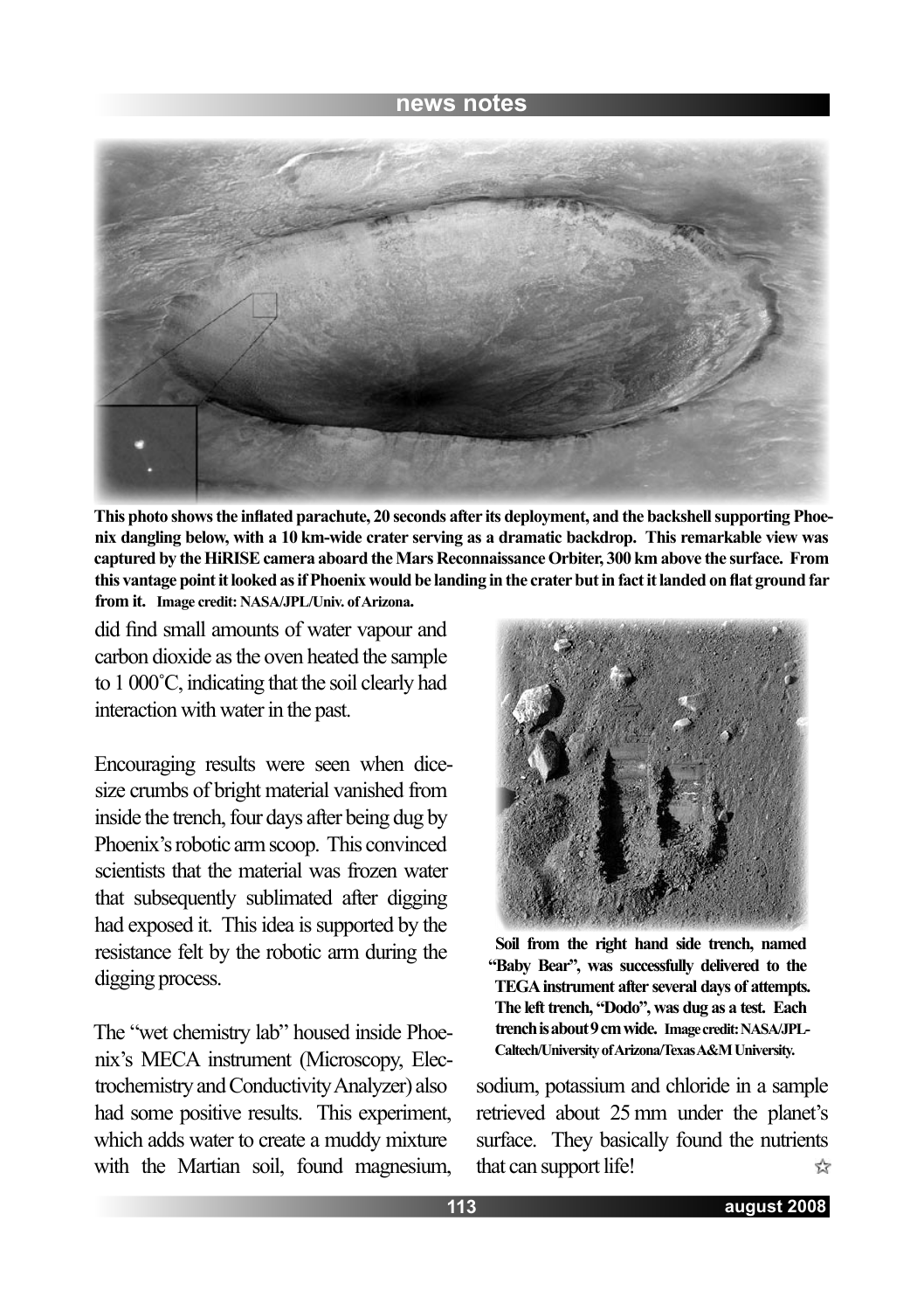This photo shows the inflated parachute, 20 seconds after its deployment, and the backshell supporting Phoenix dangling below, with a 10 km-wide crater serving as a dramatic backdrop. This remarkable view was captured by the HiRISE camera aboard the Mars Reconnaissance Orbiter, 300 km above the surface. From this vantage point it looked as if Phoenix would be landing in the crater but in fact it landed on flat ground far from it. Image credit: NASA/JPL/Univ. of Arizona.

did find small amounts of water vapour and carbon dioxide as the oven heated the sample to 1 000˚C, indicating that the soil clearly had interaction with water in the past.

Encouraging results were seen when dice-size crumbs of bright material vanished from inside the trench, four days after being dug by Phoenix's robotic arm scoop. This convinced scientists that the material was frozen water that subsequently sublimated after digging had exposed it. This idea is supported by the resistance felt by the robotic arm during the digging process.

The "wet chemistry lab" housed inside Phoenix's MECA instrument (Microscopy, Electrochemistry and Conductivity Analyzer) also had some positive results. This experiment, which adds water to create a muddy mixture with the Martian soil, found magnesium, sodium, potassium and chloride in a sample retrieved about 25 mm under the planet's surface. They basically found the nutrients that can support life!

Soil from the right hand side trench, named "Baby Bear", was successfully delivered to the TEGA instrument after several days of attempts. The left trench, "Dodo", was dug as a test. Each trench is about 9 cm wide. Image credit: NASA/JPL-Caltech/University of Arizona/Texas A&M University.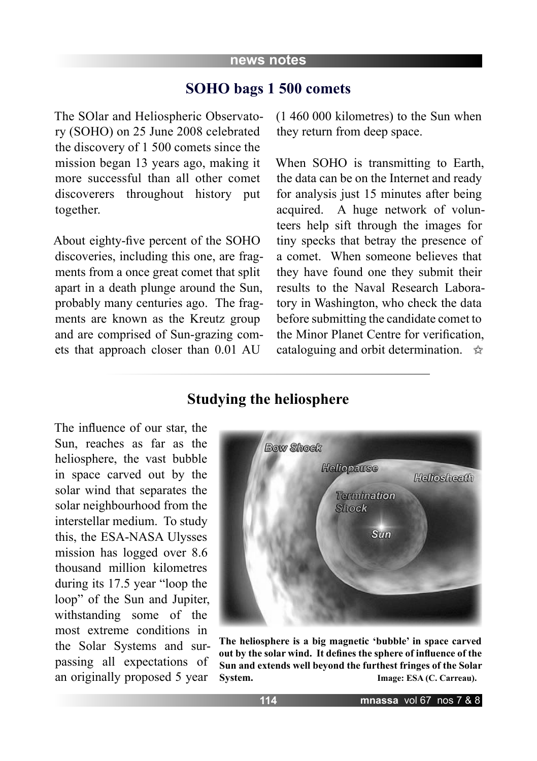## SOHO bags 1 500 comets

The SOlar and Heliospheric Observatory (SOHO) on 25 June 2008 celebrated the discovery of 1 500 comets since the mission began 13 years ago, making it more successful than all other comet discoverers throughout history put together.

About eighty-five percent of the SOHO discoveries, including this one, are fragments from a once great comet that split apart in a death plunge around the Sun, probably many centuries ago. The fragments are known as the Kreutz group and are comprised of Sun-grazing comets that approach closer than 0.01 AU (1 460 000 kilometres) to the Sun when they return from deep space.

When SOHO is transmitting to Earth, the data can be on the Internet and ready for analysis just 15 minutes after being acquired. A huge network of volunteers help sift through the images for tiny specks that betray the presence of a comet. When someone believes that they have found one they submit their results to the Naval Research Laboratory in Washington, who check the data before submitting the candidate comet to the Minor Planet Centre for verification, cataloguing and orbit determination. ☆

## Studying the heliosphere

The influence of our star, the Sun, reaches as far as the heliosphere, the vast bubble in space carved out by the solar wind that separates the solar neighbourhood from the interstellar medium. To study this, the ESA-NASA Ulysses mission has logged over 8.6 thousand million kilometres during its 17.5 year "loop the loop" of the Sun and Jupiter, withstanding some of the most extreme conditions in the Solar Systems and surpassing all expectations of an originally proposed 5 year

**The heliosphere is a big magnetic 'bubble' in space carved out by the solar wind. It defines the sphere of influence of the Sun and extends well beyond the furthest fringes of the Solar System. Image: ESA (C. Carreau).**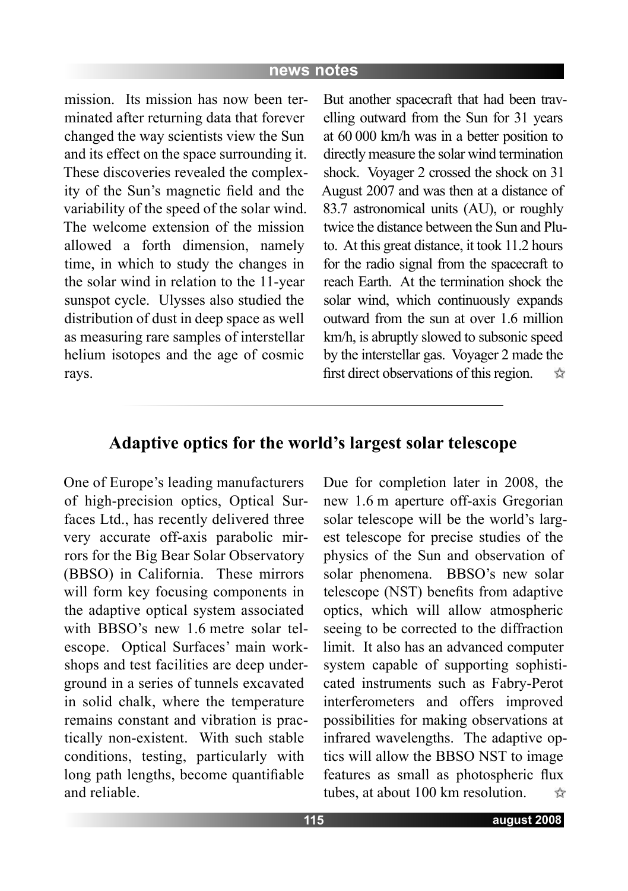mission. Its mission has now been terminated after returning data that forever changed the way scientists view the Sun and its effect on the space surrounding it. These discoveries revealed the complexity of the Sun's magnetic field and the variability of the speed of the solar wind. The welcome extension of the mission allowed a forth dimension, namely time, in which to study the changes in the solar wind in relation to the 11-year sunspot cycle. Ulysses also studied the distribution of dust in deep space as well as measuring rare samples of interstellar helium isotopes and the age of cosmic rays.

But another spacecraft that had been travelling outward from the Sun for 31 years at 60 000 km/h was in a better position to directly measure the solar wind termination shock. Voyager 2 crossed the shock on 31 August 2007 and was then at a distance of 83.7 astronomical units (AU), or roughly twice the distance between the Sun and Pluto. At this great distance, it took 11.2 hours for the radio signal from the spacecraft to reach Earth. At the termination shock the solar wind, which continuously expands outward from the sun at over 1.6 million km/h, is abruptly slowed to subsonic speed by the interstellar gas. Voyager 2 made the first direct observations of this region. ☆

## Adaptive optics for the world's largest solar telescope

One of Europe's leading manufacturers of high-precision optics, Optical Surfaces Ltd., has recently delivered three very accurate off-axis parabolic mirrors for the Big Bear Solar Observatory (BBSO) in California. These mirrors will form key focusing components in the adaptive optical system associated with BBSO's new 1.6 metre solar telescope. Optical Surfaces' main workshops and test facilities are deep underground in a series of tunnels excavated in solid chalk, where the temperature remains constant and vibration is practically non-existent. With such stable conditions, testing, particularly with long path lengths, become quantifiable and reliable.

Due for completion later in 2008, the new 1.6 m aperture off-axis Gregorian solar telescope will be the world's largest telescope for precise studies of the physics of the Sun and observation of solar phenomena. BBSO's new solar telescope (NST) benefits from adaptive optics, which will allow atmospheric seeing to be corrected to the diffraction limit. It also has an advanced computer system capable of supporting sophisticated instruments such as Fabry-Perot interferometers and offers improved possibilities for making observations at infrared wavelengths. The adaptive optics will allow the BBSO NST to image features as small as photospheric flux tubes, at about 100 km resolution. ☆